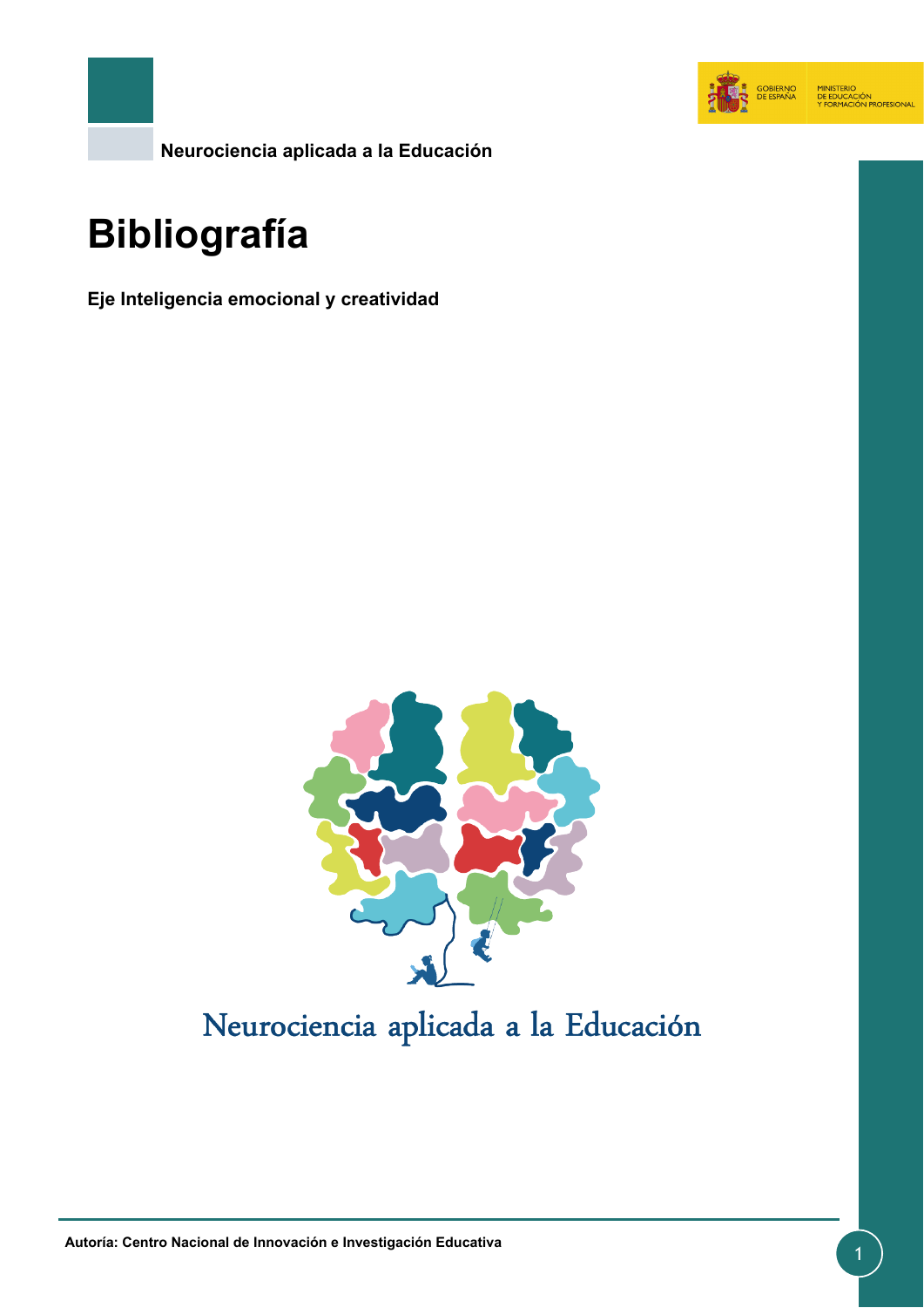Neurociencia aplicada a la Educación

# Bibliografía

**Eje Inteligencia emocional y creatividad**

Neurociencia aplicada a la Educación

**Autoría: Centro Nacional de Innovación e Investigación Educativa**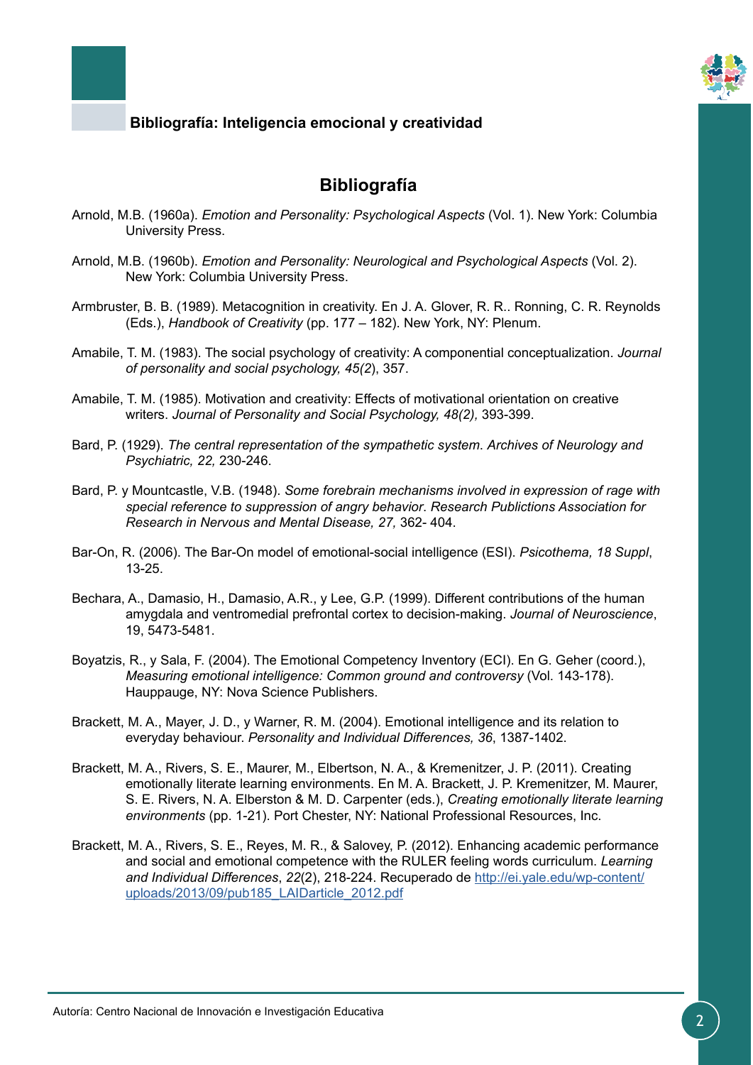## Bibliografía

Arnold, M.B. (1960a). *Emotion and Personality: Psychological Aspects* (Vol. 1). New York: Columbia University Press.

Arnold, M.B. (1960b). *Emotion and Personality: Neurological and Psychological Aspects* (Vol. 2). New York: Columbia University Press.

Armbruster, B. B. (1989). Metacognition in creativity. En J. A. Glover, R. R.. Ronning, C. R. Reynolds (Eds.), *Handbook of Creativity* (pp. 177 – 182). New York, NY: Plenum.

Amabile, T. M. (1983). The social psychology of creativity: A componential conceptualization. *Journal of personality and social psychology, 45(2)*, 357.

Amabile, T. M. (1985). Motivation and creativity: Effects of motivational orientation on creative writers. *Journal of Personality and Social Psychology, 48(2),* 393-399.

Bard, P. (1929). *The central representation of the sympathetic system. Archives of Neurology and Psychiatric, 22,* 230-246.

Bard, P. y Mountcastle, V.B. (1948). *Some forebrain mechanisms involved in expression of rage with special reference to suppression of angry behavior. Research Publictions Association for Research in Nervous and Mental Disease, 27,* 362- 404.

Bar-On, R. (2006). The Bar-On model of emotional-social intelligence (ESI). *Psicothema, 18 Suppl*, 13-25.

Bechara, A., Damasio, H., Damasio, A.R., y Lee, G.P. (1999). Different contributions of the human amygdala and ventromedial prefrontal cortex to decision-making. *Journal of Neuroscience*, 19, 5473-5481.

Boyatzis, R., y Sala, F. (2004). The Emotional Competency Inventory (ECI). En G. Geher (coord.), *Measuring emotional intelligence: Common ground and controversy* (Vol. 143-178). Hauppauge, NY: Nova Science Publishers.

Brackett, M. A., Mayer, J. D., y Warner, R. M. (2004). Emotional intelligence and its relation to everyday behaviour. *Personality and Individual Differences, 36*, 1387-1402.

Brackett, M. A., Rivers, S. E., Maurer, M., Elbertson, N. A., & Kremenitzer, J. P. (2011). Creating emotionally literate learning environments. En M. A. Brackett, J. P. Kremenitzer, M. Maurer, S. E. Rivers, N. A. Elberston & M. D. Carpenter (eds.), *Creating emotionally literate learning environments* (pp. 1-21). Port Chester, NY: National Professional Resources, Inc.

Brackett, M. A., Rivers, S. E., Reyes, M. R., & Salovey, P. (2012). Enhancing academic performance and social and emotional competence with the RULER feeling words curriculum. *Learning and Individual Differences*, *22*(2), 218-224. Recuperado de [http://ei.yale.edu/wp-content/uploads/2013/09/pub185_LAIDarticle_2012.pdf](http://ei.yale.edu/wp-content/uploads/2013/09/pub185_LAIDarticle_2012.pdf)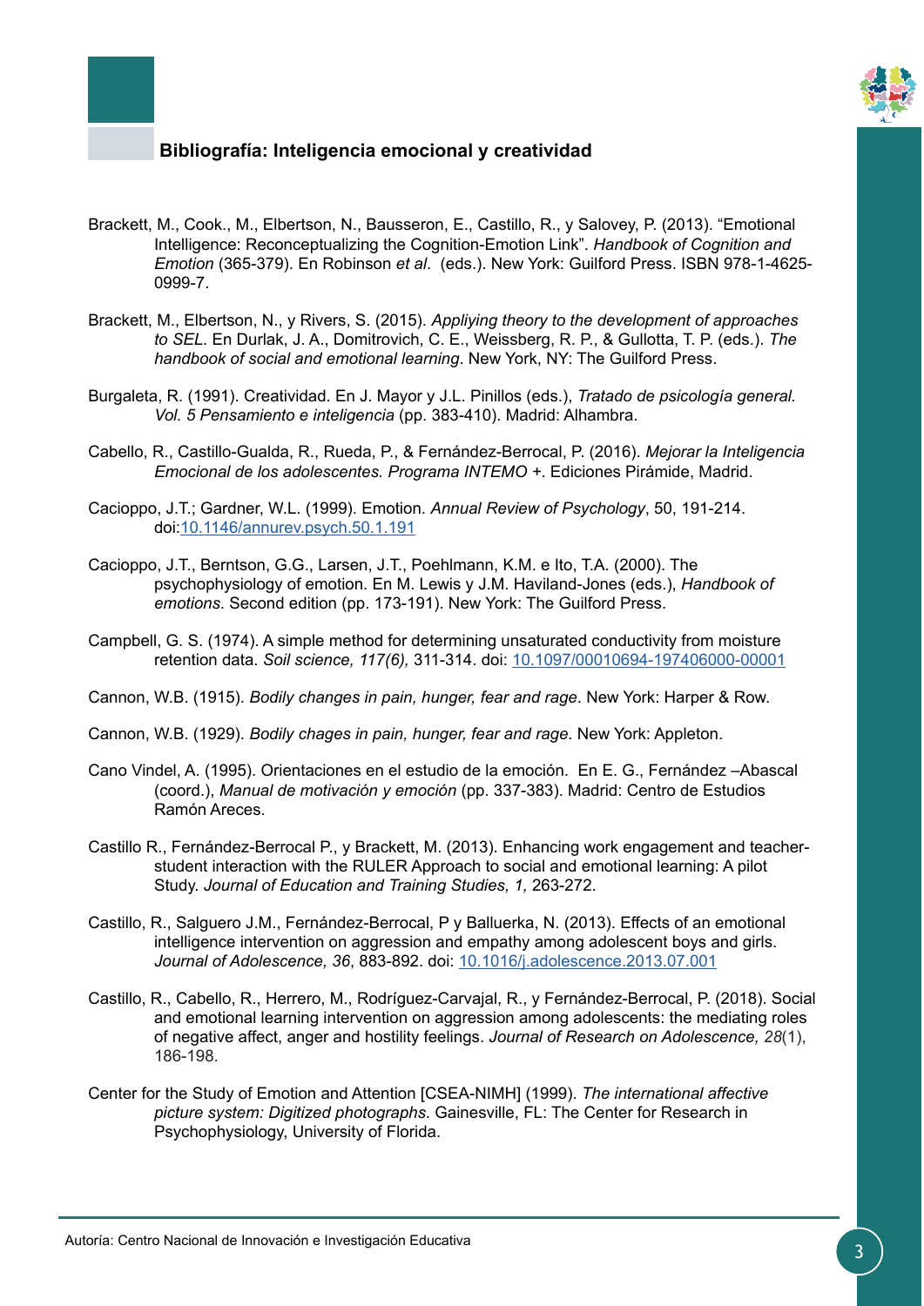## Bibliografía: Inteligencia emocional y creatividad

Brackett, M., Cook., M., Elbertson, N., Bausseron, E., Castillo, R., y Salovey, P. (2013). "Emotional Intelligence: Reconceptualizing the Cognition-Emotion Link". *Handbook of Cognition and Emotion* (365-379). En Robinson *et al*. (eds.). New York: Guilford Press. ISBN 978-1-4625-0999-7.

Brackett, M., Elbertson, N., y Rivers, S. (2015). *Appliying theory to the development of approaches to SEL*. En Durlak, J. A., Domitrovich, C. E., Weissberg, R. P., & Gullotta, T. P. (eds.). *The handbook of social and emotional learning*. New York, NY: The Guilford Press.

Burgaleta, R. (1991). Creatividad. En J. Mayor y J.L. Pinillos (eds.), *Tratado de psicología general. Vol. 5 Pensamiento e inteligencia* (pp. 383-410). Madrid: Alhambra.

Cabello, R., Castillo-Gualda, R., Rueda, P., & Fernández-Berrocal, P. (2016). *Mejorar la Inteligencia Emocional de los adolescentes. Programa INTEMO +*. Ediciones Pirámide, Madrid.

Cacioppo, J.T.; Gardner, W.L. (1999). Emotion. *Annual Review of Psychology*, 50, 191-214. doi:10.1146/annurev.psych.50.1.191

Cacioppo, J.T., Berntson, G.G., Larsen, J.T., Poehlmann, K.M. e Ito, T.A. (2000). The psychophysiology of emotion. En M. Lewis y J.M. Haviland-Jones (eds.), *Handbook of emotions*. Second edition (pp. 173-191). New York: The Guilford Press.

Campbell, G. S. (1974). A simple method for determining unsaturated conductivity from moisture retention data. *Soil science, 117(6),* 311-314. doi: 10.1097/00010694-197406000-00001

Cannon, W.B. (1915). *Bodily changes in pain, hunger, fear and rage*. New York: Harper & Row.

Cannon, W.B. (1929). *Bodily chages in pain, hunger, fear and rage*. New York: Appleton.

Cano Vindel, A. (1995). Orientaciones en el estudio de la emoción. En E. G., Fernández –Abascal (coord.), *Manual de motivación y emoción* (pp. 337-383). Madrid: Centro de Estudios Ramón Areces.

Castillo R., Fernández-Berrocal P., y Brackett, M. (2013). Enhancing work engagement and teacher-student interaction with the RULER Approach to social and emotional learning: A pilot Study. *Journal of Education and Training Studies, 1,* 263-272.

Castillo, R., Salguero J.M., Fernández-Berrocal, P y Balluerka, N. (2013). Effects of an emotional intelligence intervention on aggression and empathy among adolescent boys and girls. *Journal of Adolescence, 36*, 883-892. doi: 10.1016/j.adolescence.2013.07.001

Castillo, R., Cabello, R., Herrero, M., Rodríguez-Carvajal, R., y Fernández-Berrocal, P. (2018). Social and emotional learning intervention on aggression among adolescents: the mediating roles of negative affect, anger and hostility feelings. *Journal of Research on Adolescence, 28*(1), 186-198.

Center for the Study of Emotion and Attention [CSEA-NIMH] (1999). *The international affective picture system: Digitized photographs*. Gainesville, FL: The Center for Research in Psychophysiology, University of Florida.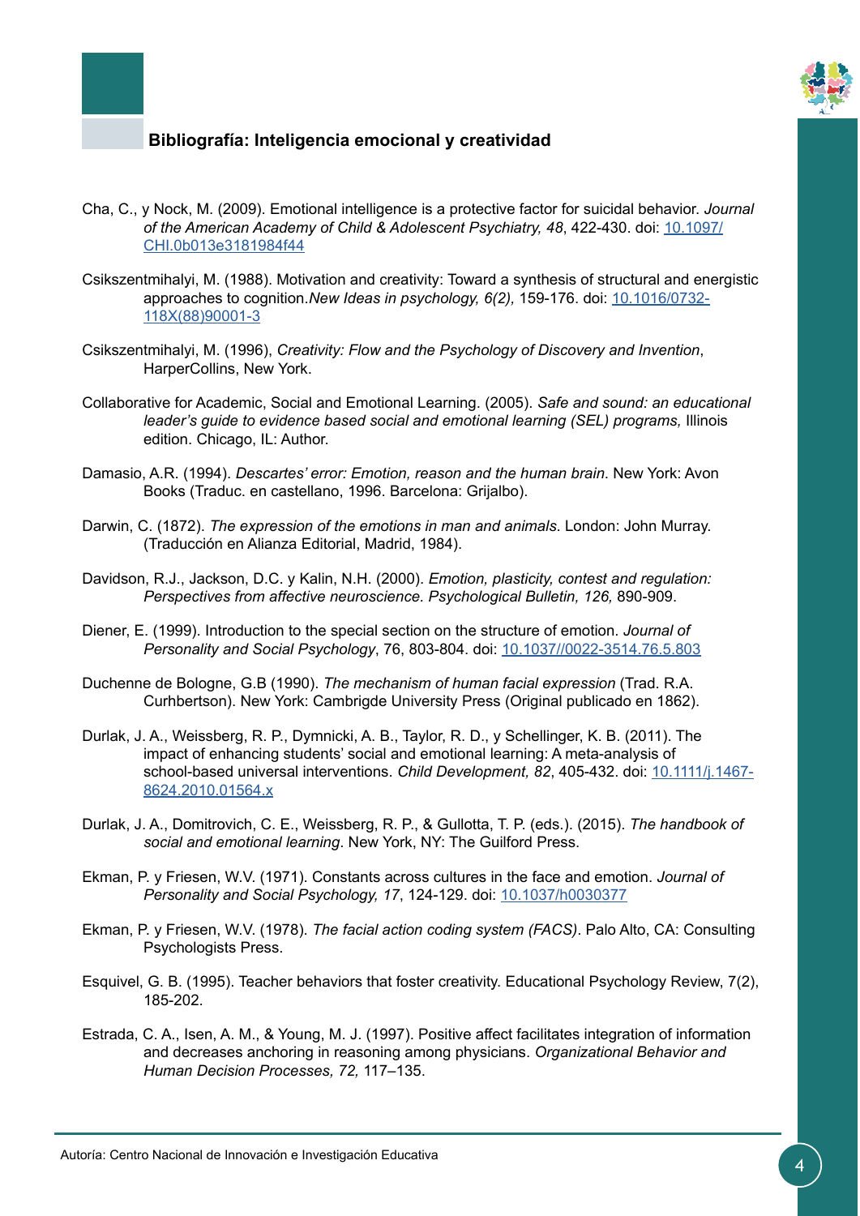## Bibliografía: Inteligencia emocional y creatividad

Cha, C., y Nock, M. (2009). Emotional intelligence is a protective factor for suicidal behavior. *Journal of the American Academy of Child & Adolescent Psychiatry, 48*, 422-430. doi: 10.1097/CHI.0b013e3181984f44

Csikszentmihalyi, M. (1988). Motivation and creativity: Toward a synthesis of structural and energistic approaches to cognition.*New Ideas in psychology, 6(2),* 159-176. doi: 10.1016/0732-118X(88)90001-3

Csikszentmihalyi, M. (1996), *Creativity: Flow and the Psychology of Discovery and Invention*, HarperCollins, New York.

Collaborative for Academic, Social and Emotional Learning. (2005). *Safe and sound: an educational leader's guide to evidence based social and emotional learning (SEL) programs,* Illinois edition. Chicago, IL: Author.

Damasio, A.R. (1994). *Descartes' error: Emotion, reason and the human brain*. New York: Avon Books (Traduc. en castellano, 1996. Barcelona: Grijalbo).

Darwin, C. (1872). *The expression of the emotions in man and animals*. London: John Murray. (Traducción en Alianza Editorial, Madrid, 1984).

Davidson, R.J., Jackson, D.C. y Kalin, N.H. (2000). *Emotion, plasticity, contest and regulation: Perspectives from affective neuroscience. Psychological Bulletin, 126,* 890-909.

Diener, E. (1999). Introduction to the special section on the structure of emotion. *Journal of Personality and Social Psychology*, 76, 803-804. doi: 10.1037//0022-3514.76.5.803

Duchenne de Bologne, G.B (1990). *The mechanism of human facial expression* (Trad. R.A. Curhbertson). New York: Cambrigde University Press (Original publicado en 1862).

Durlak, J. A., Weissberg, R. P., Dymnicki, A. B., Taylor, R. D., y Schellinger, K. B. (2011). The impact of enhancing students' social and emotional learning: A meta-analysis of school-based universal interventions. *Child Development, 82*, 405-432. doi: 10.1111/j.1467-8624.2010.01564.x

Durlak, J. A., Domitrovich, C. E., Weissberg, R. P., & Gullotta, T. P. (eds.). (2015). *The handbook of social and emotional learning*. New York, NY: The Guilford Press.

Ekman, P. y Friesen, W.V. (1971). Constants across cultures in the face and emotion. *Journal of Personality and Social Psychology, 17*, 124-129. doi: 10.1037/h0030377

Ekman, P. y Friesen, W.V. (1978). *The facial action coding system (FACS)*. Palo Alto, CA: Consulting Psychologists Press.

Esquivel, G. B. (1995). Teacher behaviors that foster creativity. Educational Psychology Review, 7(2), 185-202.

Estrada, C. A., Isen, A. M., & Young, M. J. (1997). Positive affect facilitates integration of information and decreases anchoring in reasoning among physicians. *Organizational Behavior and Human Decision Processes, 72,* 117–135.

Autoría: Centro Nacional de Innovación e Investigación Educativa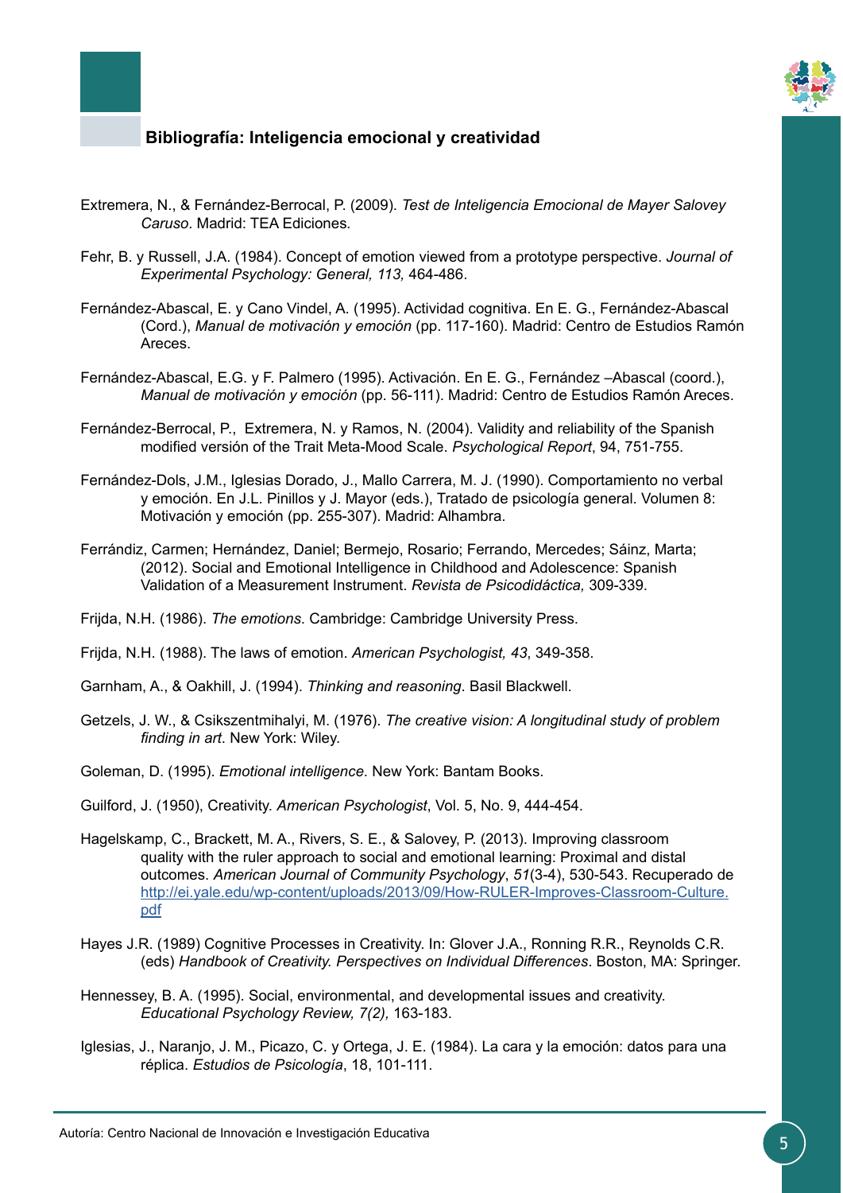## Bibliografía: Inteligencia emocional y creatividad

Extremera, N., & Fernández-Berrocal, P. (2009). *Test de Inteligencia Emocional de Mayer Salovey Caruso*. Madrid: TEA Ediciones.

Fehr, B. y Russell, J.A. (1984). Concept of emotion viewed from a prototype perspective. *Journal of Experimental Psychology: General, 113,* 464-486.

Fernández-Abascal, E. y Cano Vindel, A. (1995). Actividad cognitiva. En E. G., Fernández-Abascal (Cord.), *Manual de motivación y emoción* (pp. 117-160). Madrid: Centro de Estudios Ramón Areces.

Fernández-Abascal, E.G. y F. Palmero (1995). Activación. En E. G., Fernández –Abascal (coord.), *Manual de motivación y emoción* (pp. 56-111). Madrid: Centro de Estudios Ramón Areces.

Fernández-Berrocal, P., Extremera, N. y Ramos, N. (2004). Validity and reliability of the Spanish modified versión of the Trait Meta-Mood Scale. *Psychological Report*, 94, 751-755.

Fernández-Dols, J.M., Iglesias Dorado, J., Mallo Carrera, M. J. (1990). Comportamiento no verbal y emoción. En J.L. Pinillos y J. Mayor (eds.), Tratado de psicología general. Volumen 8: Motivación y emoción (pp. 255-307). Madrid: Alhambra.

Ferrándiz, Carmen; Hernández, Daniel; Bermejo, Rosario; Ferrando, Mercedes; Sáinz, Marta; (2012). Social and Emotional Intelligence in Childhood and Adolescence: Spanish Validation of a Measurement Instrument. *Revista de Psicodidáctica,* 309-339.

Frijda, N.H. (1986). *The emotions*. Cambridge: Cambridge University Press.

Frijda, N.H. (1988). The laws of emotion. *American Psychologist, 43*, 349-358.

Garnham, A., & Oakhill, J. (1994). *Thinking and reasoning*. Basil Blackwell.

Getzels, J. W., & Csikszentmihalyi, M. (1976). *The creative vision: A longitudinal study of problem finding in art*. New York: Wiley.

Goleman, D. (1995). *Emotional intelligence*. New York: Bantam Books.

Guilford, J. (1950), Creativity. *American Psychologist*, Vol. 5, No. 9, 444-454.

Hagelskamp, C., Brackett, M. A., Rivers, S. E., & Salovey, P. (2013). Improving classroom quality with the ruler approach to social and emotional learning: Proximal and distal outcomes. *American Journal of Community Psychology*, *51*(3-4), 530-543. Recuperado de http://ei.yale.edu/wp-content/uploads/2013/09/How-RULER-Improves-Classroom-Culture.pdf

Hayes J.R. (1989) Cognitive Processes in Creativity. In: Glover J.A., Ronning R.R., Reynolds C.R. (eds) *Handbook of Creativity. Perspectives on Individual Differences*. Boston, MA: Springer.

Hennessey, B. A. (1995). Social, environmental, and developmental issues and creativity. *Educational Psychology Review, 7(2),* 163-183.

Iglesias, J., Naranjo, J. M., Picazo, C. y Ortega, J. E. (1984). La cara y la emoción: datos para una réplica. *Estudios de Psicología*, 18, 101-111.

Autoría: Centro Nacional de Innovación e Investigación Educativa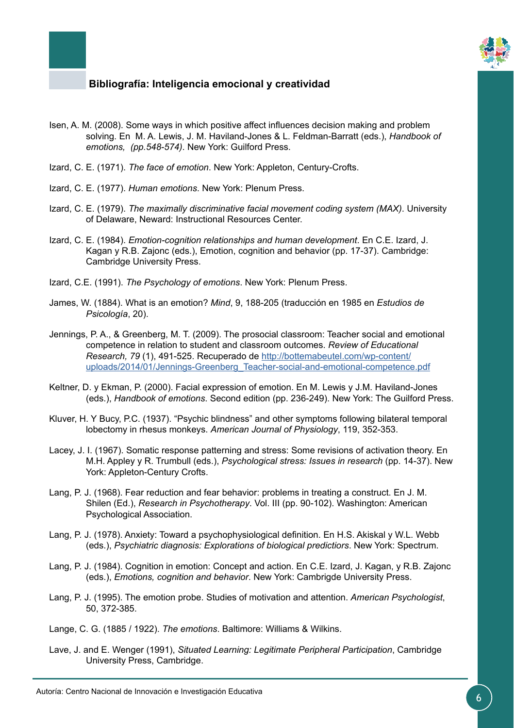## Bibliografía: Inteligencia emocional y creatividad

Isen, A. M. (2008). Some ways in which positive affect influences decision making and problem solving. En M. A. Lewis, J. M. Haviland-Jones & L. Feldman-Barratt (eds.), *Handbook of emotions, (pp.548-574)*. New York: Guilford Press.

Izard, C. E. (1971). *The face of emotion*. New York: Appleton, Century-Crofts.

Izard, C. E. (1977). *Human emotions*. New York: Plenum Press.

Izard, C. E. (1979). *The maximally discriminative facial movement coding system (MAX)*. University of Delaware, Neward: Instructional Resources Center.

Izard, C. E. (1984). *Emotion-cognition relationships and human development*. En C.E. Izard, J. Kagan y R.B. Zajonc (eds.), Emotion, cognition and behavior (pp. 17-37). Cambridge: Cambridge University Press.

Izard, C.E. (1991). *The Psychology of emotions*. New York: Plenum Press.

James, W. (1884). What is an emotion? *Mind*, 9, 188-205 (traducción en 1985 en *Estudios de Psicología*, 20).

Jennings, P. A., & Greenberg, M. T. (2009). The prosocial classroom: Teacher social and emotional competence in relation to student and classroom outcomes. *Review of Educational Research, 79* (1), 491-525. Recuperado de [http://bottemabeutel.com/wp-content/uploads/2014/01/Jennings-Greenberg_Teacher-social-and-emotional-competence.pdf](http://bottemabeutel.com/wp-content/uploads/2014/01/Jennings-Greenberg_Teacher-social-and-emotional-competence.pdf)

Keltner, D. y Ekman, P. (2000). Facial expression of emotion. En M. Lewis y J.M. Haviland-Jones (eds.), *Handbook of emotions*. Second edition (pp. 236-249). New York: The Guilford Press.

Kluver, H. Y Bucy, P.C. (1937). "Psychic blindness" and other symptoms following bilateral temporal lobectomy in rhesus monkeys. *American Journal of Physiology*, 119, 352-353.

Lacey, J. I. (1967). Somatic response patterning and stress: Some revisions of activation theory. En M.H. Appley y R. Trumbull (eds.), *Psychological stress: Issues in research* (pp. 14-37). New York: Appleton-Century Crofts.

Lang, P. J. (1968). Fear reduction and fear behavior: problems in treating a construct. En J. M. Shilen (Ed.), *Research in Psychotherapy*. Vol. III (pp. 90-102). Washington: American Psychological Association.

Lang, P. J. (1978). Anxiety: Toward a psychophysiological definition. En H.S. Akiskal y W.L. Webb (eds.), *Psychiatric diagnosis: Explorations of biological predictors*. New York: Spectrum.

Lang, P. J. (1984). Cognition in emotion: Concept and action. En C.E. Izard, J. Kagan, y R.B. Zajonc (eds.), *Emotions, cognition and behavior*. New York: Cambrigde University Press.

Lang, P. J. (1995). The emotion probe. Studies of motivation and attention. *American Psychologist*, 50, 372-385.

Lange, C. G. (1885 / 1922). *The emotions*. Baltimore: Williams & Wilkins.

Lave, J. and E. Wenger (1991), *Situated Learning: Legitimate Peripheral Participation*, Cambridge University Press, Cambridge.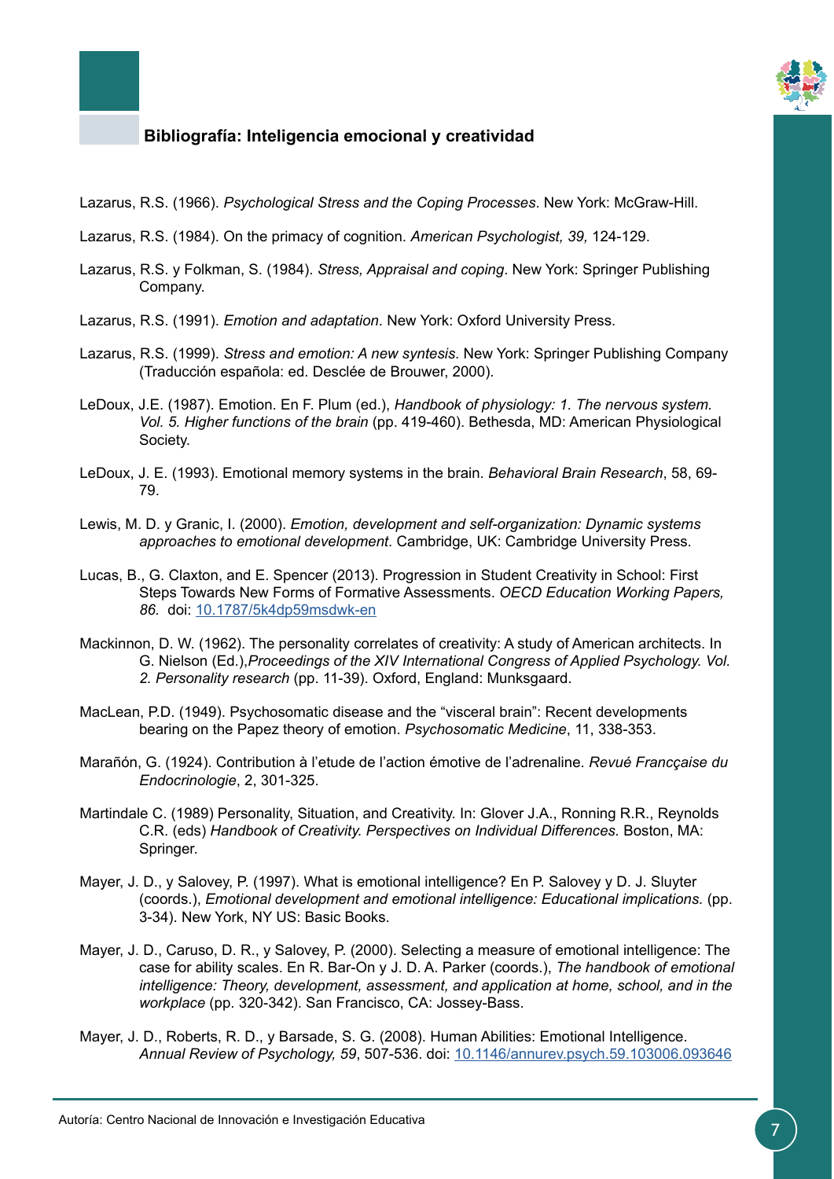## Bibliografía: Inteligencia emocional y creatividad

Lazarus, R.S. (1966). *Psychological Stress and the Coping Processes*. New York: McGraw-Hill.

Lazarus, R.S. (1984). On the primacy of cognition. *American Psychologist, 39,* 124-129.

Lazarus, R.S. y Folkman, S. (1984). *Stress, Appraisal and coping*. New York: Springer Publishing Company.

Lazarus, R.S. (1991). *Emotion and adaptation*. New York: Oxford University Press.

Lazarus, R.S. (1999). *Stress and emotion: A new syntesis*. New York: Springer Publishing Company (Traducción española: ed. Desclée de Brouwer, 2000).

LeDoux, J.E. (1987). Emotion. En F. Plum (ed.), *Handbook of physiology: 1. The nervous system. Vol. 5. Higher functions of the brain* (pp. 419-460). Bethesda, MD: American Physiological Society.

LeDoux, J. E. (1993). Emotional memory systems in the brain. *Behavioral Brain Research*, 58, 69-79.

Lewis, M. D. y Granic, I. (2000). *Emotion, development and self-organization: Dynamic systems approaches to emotional development*. Cambridge, UK: Cambridge University Press.

Lucas, B., G. Claxton, and E. Spencer (2013). Progression in Student Creativity in School: First Steps Towards New Forms of Formative Assessments. *OECD Education Working Papers, 86.* doi: 10.1787/5k4dp59msdwk-en

Mackinnon, D. W. (1962). The personality correlates of creativity: A study of American architects. In G. Nielson (Ed.),*Proceedings of the XIV International Congress of Applied Psychology. Vol. 2. Personality research* (pp. 11-39). Oxford, England: Munksgaard.

MacLean, P.D. (1949). Psychosomatic disease and the "visceral brain": Recent developments bearing on the Papez theory of emotion. *Psychosomatic Medicine*, 11, 338-353.

Marañón, G. (1924). Contribution à l'etude de l'action émotive de l'adrenaline. *Revué Françaises du Endocrinologie*, 2, 301-325.

Martindale C. (1989) Personality, Situation, and Creativity. In: Glover J.A., Ronning R.R., Reynolds C.R. (eds) *Handbook of Creativity. Perspectives on Individual Differences.* Boston, MA: Springer.

Mayer, J. D., y Salovey, P. (1997). What is emotional intelligence? En P. Salovey y D. J. Sluyter (coords.), *Emotional development and emotional intelligence: Educational implications.* (pp. 3-34). New York, NY US: Basic Books.

Mayer, J. D., Caruso, D. R., y Salovey, P. (2000). Selecting a measure of emotional intelligence: The case for ability scales. En R. Bar-On y J. D. A. Parker (coords.), *The handbook of emotional intelligence: Theory, development, assessment, and application at home, school, and in the workplace* (pp. 320-342). San Francisco, CA: Jossey-Bass.

Mayer, J. D., Roberts, R. D., y Barsade, S. G. (2008). Human Abilities: Emotional Intelligence. *Annual Review of Psychology, 59*, 507-536. doi: 10.1146/annurev.psych.59.103006.093646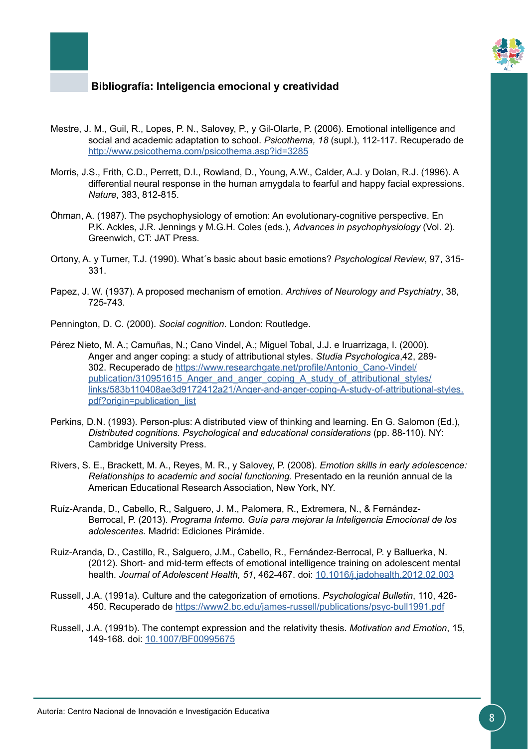### Bibliografía: Inteligencia emocional y creatividad

Mestre, J. M., Guil, R., Lopes, P. N., Salovey, P., y Gil-Olarte, P. (2006). Emotional intelligence and social and academic adaptation to school. *Psicothema, 18* (supl.), 112-117. Recuperado de http://www.psicothema.com/psicothema.asp?id=3285

Morris, J.S., Frith, C.D., Perrett, D.I., Rowland, D., Young, A.W., Calder, A.J. y Dolan, R.J. (1996). A differential neural response in the human amygdala to fearful and happy facial expressions. *Nature*, 383, 812-815.

Öhman, A. (1987). The psychophysiology of emotion: An evolutionary-cognitive perspective. En P.K. Ackles, J.R. Jennings y M.G.H. Coles (eds.), *Advances in psychophysiology* (Vol. 2). Greenwich, CT: JAT Press.

Ortony, A. y Turner, T.J. (1990). What´s basic about basic emotions? *Psychological Review*, 97, 315-331.

Papez, J. W. (1937). A proposed mechanism of emotion. *Archives of Neurology and Psychiatry*, 38, 725-743.

Pennington, D. C. (2000). *Social cognition*. London: Routledge.

Pérez Nieto, M. A.; Camuñas, N.; Cano Vindel, A.; Miguel Tobal, J.J. e Iruarrizaga, I. (2000). Anger and anger coping: a study of attributional styles. *Studia Psychologica*,42, 289-302. Recuperado de https://www.researchgate.net/profile/Antonio_Cano-Vindel/publication/310951615_Anger_and_anger_coping_A_study_of_attributional_styles/links/583b110408ae3d9172412a21/Anger-and-anger-coping-A-study-of-attributional-styles.pdf?origin=publication_list

Perkins, D.N. (1993). Person-plus: A distributed view of thinking and learning. En G. Salomon (Ed.), *Distributed cognitions. Psychological and educational considerations* (pp. 88-110). NY: Cambridge University Press.

Rivers, S. E., Brackett, M. A., Reyes, M. R., y Salovey, P. (2008). *Emotion skills in early adolescence: Relationships to academic and social functioning*. Presentado en la reunión annual de la American Educational Research Association, New York, NY.

Ruíz-Aranda, D., Cabello, R., Salguero, J. M., Palomera, R., Extremera, N., & Fernández-Berrocal, P. (2013). *Programa Intemo. Guía para mejorar la Inteligencia Emocional de los adolescentes.* Madrid: Ediciones Pirámide.

Ruiz-Aranda, D., Castillo, R., Salguero, J.M., Cabello, R., Fernández-Berrocal, P. y Balluerka, N. (2012). Short- and mid-term effects of emotional intelligence training on adolescent mental health. *Journal of Adolescent Health, 51*, 462-467. doi: 10.1016/j.jadohealth.2012.02.003

Russell, J.A. (1991a). Culture and the categorization of emotions. *Psychological Bulletin*, 110, 426-450. Recuperado de https://www2.bc.edu/james-russell/publications/psyc-bull1991.pdf

Russell, J.A. (1991b). The contempt expression and the relativity thesis. *Motivation and Emotion*, 15, 149-168. doi: 10.1007/BF00995675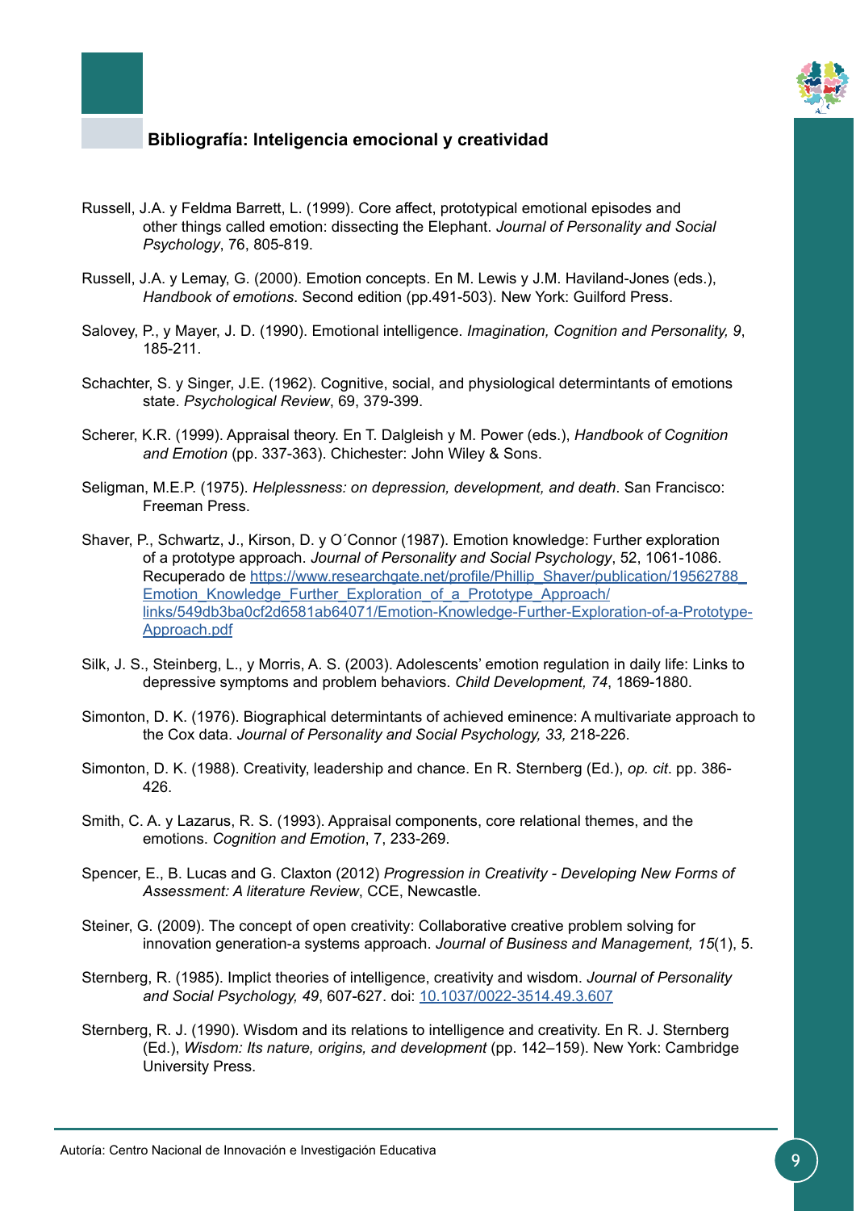## Bibliografía: Inteligencia emocional y creatividad

Russell, J.A. y Feldma Barrett, L. (1999). Core affect, prototypical emotional episodes and other things called emotion: dissecting the Elephant. *Journal of Personality and Social Psychology*, 76, 805-819.

Russell, J.A. y Lemay, G. (2000). Emotion concepts. En M. Lewis y J.M. Haviland-Jones (eds.), *Handbook of emotions*. Second edition (pp.491-503). New York: Guilford Press.

Salovey, P., y Mayer, J. D. (1990). Emotional intelligence. *Imagination, Cognition and Personality, 9*, 185-211.

Schachter, S. y Singer, J.E. (1962). Cognitive, social, and physiological determintants of emotions state. *Psychological Review*, 69, 379-399.

Scherer, K.R. (1999). Appraisal theory. En T. Dalgleish y M. Power (eds.), *Handbook of Cognition and Emotion* (pp. 337-363). Chichester: John Wiley & Sons.

Seligman, M.E.P. (1975). *Helplessness: on depression, development, and death*. San Francisco: Freeman Press.

Shaver, P., Schwartz, J., Kirson, D. y O´Connor (1987). Emotion knowledge: Further exploration of a prototype approach. *Journal of Personality and Social Psychology*, 52, 1061-1086. Recuperado de https://www.researchgate.net/profile/Phillip_Shaver/publication/19562788_Emotion_Knowledge_Further_Exploration_of_a_Prototype_Approach/links/549db3ba0cf2d6581ab64071/Emotion-Knowledge-Further-Exploration-of-a-Prototype-Approach.pdf

Silk, J. S., Steinberg, L., y Morris, A. S. (2003). Adolescents' emotion regulation in daily life: Links to depressive symptoms and problem behaviors. *Child Development, 74*, 1869-1880.

Simonton, D. K. (1976). Biographical determintants of achieved eminence: A multivariate approach to the Cox data. *Journal of Personality and Social Psychology, 33,* 218-226.

Simonton, D. K. (1988). Creativity, leadership and chance. En R. Sternberg (Ed.), *op. cit*. pp. 386-426.

Smith, C. A. y Lazarus, R. S. (1993). Appraisal components, core relational themes, and the emotions. *Cognition and Emotion*, 7, 233-269.

Spencer, E., B. Lucas and G. Claxton (2012) *Progression in Creativity - Developing New Forms of Assessment: A literature Review*, CCE, Newcastle.

Steiner, G. (2009). The concept of open creativity: Collaborative creative problem solving for innovation generation-a systems approach. *Journal of Business and Management, 15*(1), 5.

Sternberg, R. (1985). Implict theories of intelligence, creativity and wisdom. *Journal of Personality and Social Psychology, 49*, 607-627. doi: 10.1037/0022-3514.49.3.607

Sternberg, R. J. (1990). Wisdom and its relations to intelligence and creativity. En R. J. Sternberg (Ed.), *Wisdom: Its nature, origins, and development* (pp. 142–159). New York: Cambridge University Press.

Autoría: Centro Nacional de Innovación e Investigación Educativa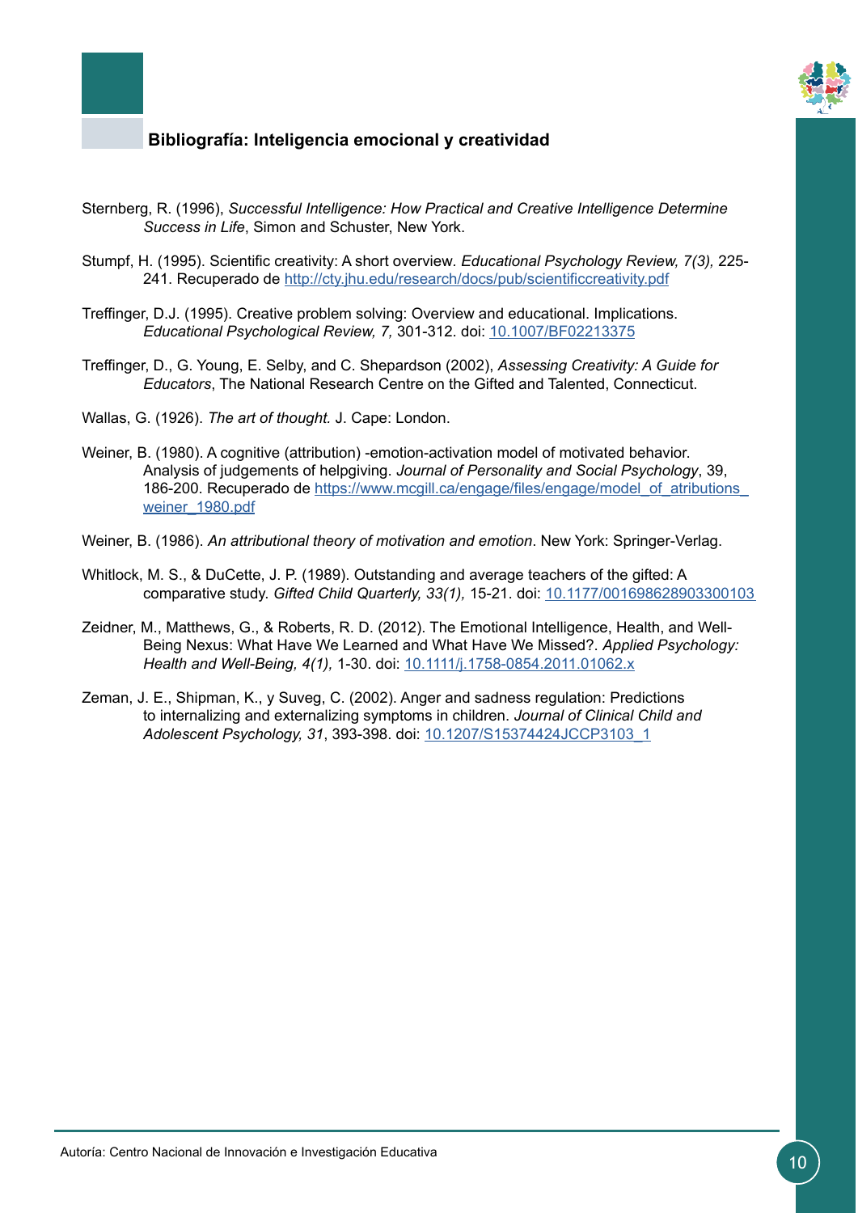## Bibliografía: Inteligencia emocional y creatividad

Sternberg, R. (1996), *Successful Intelligence: How Practical and Creative Intelligence Determine Success in Life*, Simon and Schuster, New York.

Stumpf, H. (1995). Scientific creativity: A short overview. *Educational Psychology Review, 7(3),* 225-241. Recuperado de http://cty.jhu.edu/research/docs/pub/scientificcreativity.pdf

Treffinger, D.J. (1995). Creative problem solving: Overview and educational. Implications. *Educational Psychological Review, 7,* 301-312. doi: 10.1007/BF02213375

Treffinger, D., G. Young, E. Selby, and C. Shepardson (2002), *Assessing Creativity: A Guide for Educators*, The National Research Centre on the Gifted and Talented, Connecticut.

Wallas, G. (1926). *The art of thought.* J. Cape: London.

Weiner, B. (1980). A cognitive (attribution) -emotion-activation model of motivated behavior. Analysis of judgements of helpgiving. *Journal of Personality and Social Psychology*, 39, 186-200. Recuperado de https://www.mcgill.ca/engage/files/engage/model_of_atributions_weiner_1980.pdf

Weiner, B. (1986). *An attributional theory of motivation and emotion*. New York: Springer-Verlag.

Whitlock, M. S., & DuCette, J. P. (1989). Outstanding and average teachers of the gifted: A comparative study. *Gifted Child Quarterly, 33(1),* 15-21. doi: 10.1177/001698628903300103

Zeidner, M., Matthews, G., & Roberts, R. D. (2012). The Emotional Intelligence, Health, and Well-Being Nexus: What Have We Learned and What Have We Missed?. *Applied Psychology: Health and Well-Being, 4(1),* 1-30. doi: 10.1111/j.1758-0854.2011.01062.x

Zeman, J. E., Shipman, K., y Suveg, C. (2002). Anger and sadness regulation: Predictions to internalizing and externalizing symptoms in children. *Journal of Clinical Child and Adolescent Psychology, 31*, 393-398. doi: 10.1207/S15374424JCCP3103_1

Autoría: Centro Nacional de Innovación e Investigación Educativa